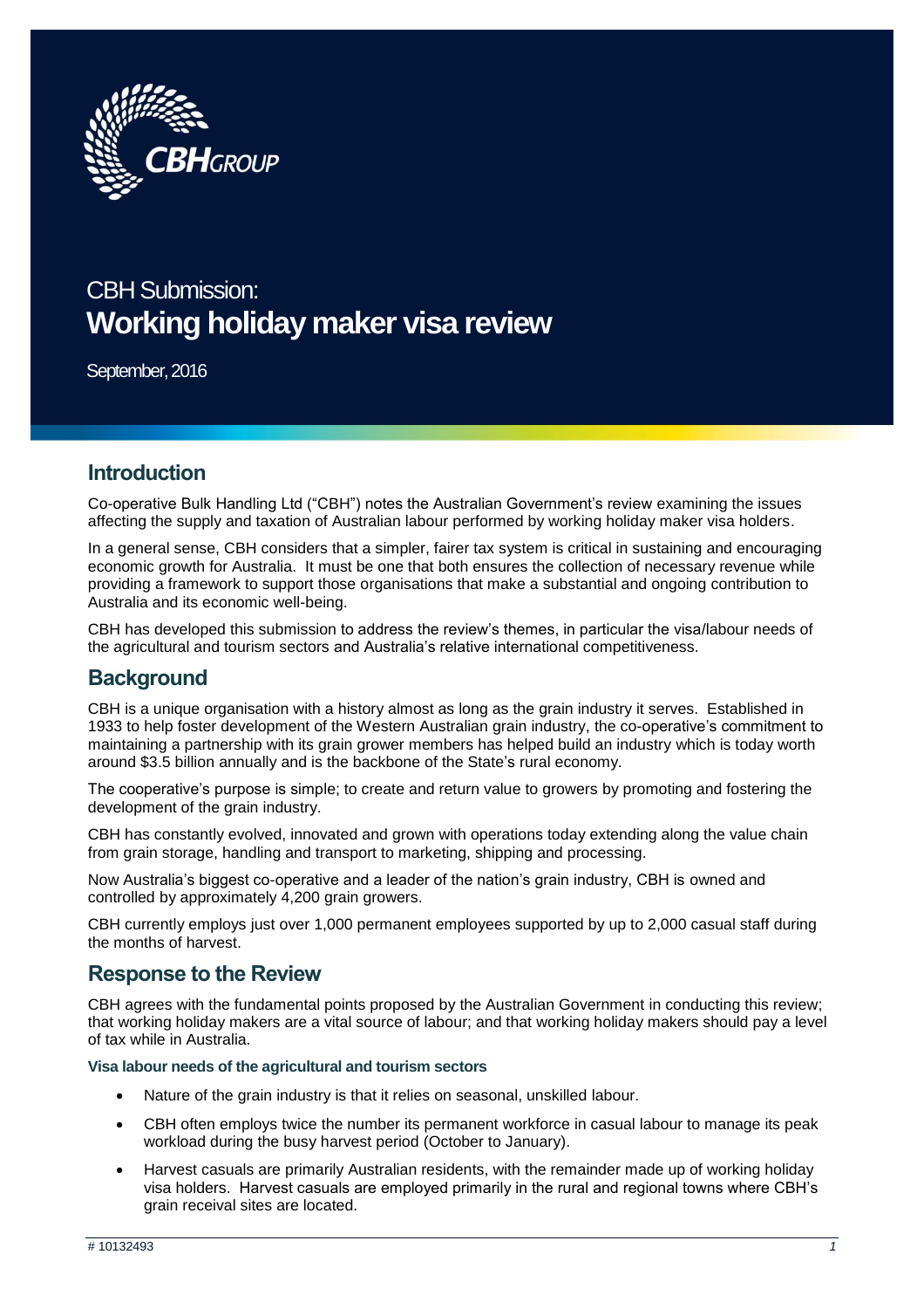CBH Submission:

# Working holiday maker visa review

September, 2016

## Introduction

Co-operative Bulk Handling Ltd ("CBH") notes the Australian Government's review examining the issues affecting the supply and taxation of Australian labour performed by working holiday maker visa holders.

In a general sense, CBH considers that a simpler, fairer tax system is critical in sustaining and encouraging economic growth for Australia. It must be one that both ensures the collection of necessary revenue while providing a framework to support those organisations that make a substantial and ongoing contribution to Australia and its economic well-being.

CBH has developed this submission to address the review's themes, in particular the visa/labour needs of the agricultural and tourism sectors and Australia's relative international competitiveness.

## Background

CBH is a unique organisation with a history almost as long as the grain industry it serves. Established in 1933 to help foster development of the Western Australian grain industry, the co-operative's commitment to maintaining a partnership with its grain grower members has helped build an industry which is today worth around $3.5 billion annually and is the backbone of the State's rural economy.

The cooperative's purpose is simple; to create and return value to growers by promoting and fostering the development of the grain industry.

CBH has constantly evolved, innovated and grown with operations today extending along the value chain from grain storage, handling and transport to marketing, shipping and processing.

Now Australia's biggest co-operative and a leader of the nation's grain industry, CBH is owned and controlled by approximately 4,200 grain growers.

CBH currently employs just over 1,000 permanent employees supported by up to 2,000 casual staff during the months of harvest.

## Response to the Review

CBH agrees with the fundamental points proposed by the Australian Government in conducting this review; that working holiday makers are a vital source of labour; and that working holiday makers should pay a level of tax while in Australia.

### Visa labour needs of the agricultural and tourism sectors

- Nature of the grain industry is that it relies on seasonal, unskilled labour.
- CBH often employs twice the number its permanent workforce in casual labour to manage its peak workload during the busy harvest period (October to January).
- Harvest casuals are primarily Australian residents, with the remainder made up of working holiday visa holders. Harvest casuals are employed primarily in the rural and regional towns where CBH's grain receival sites are located.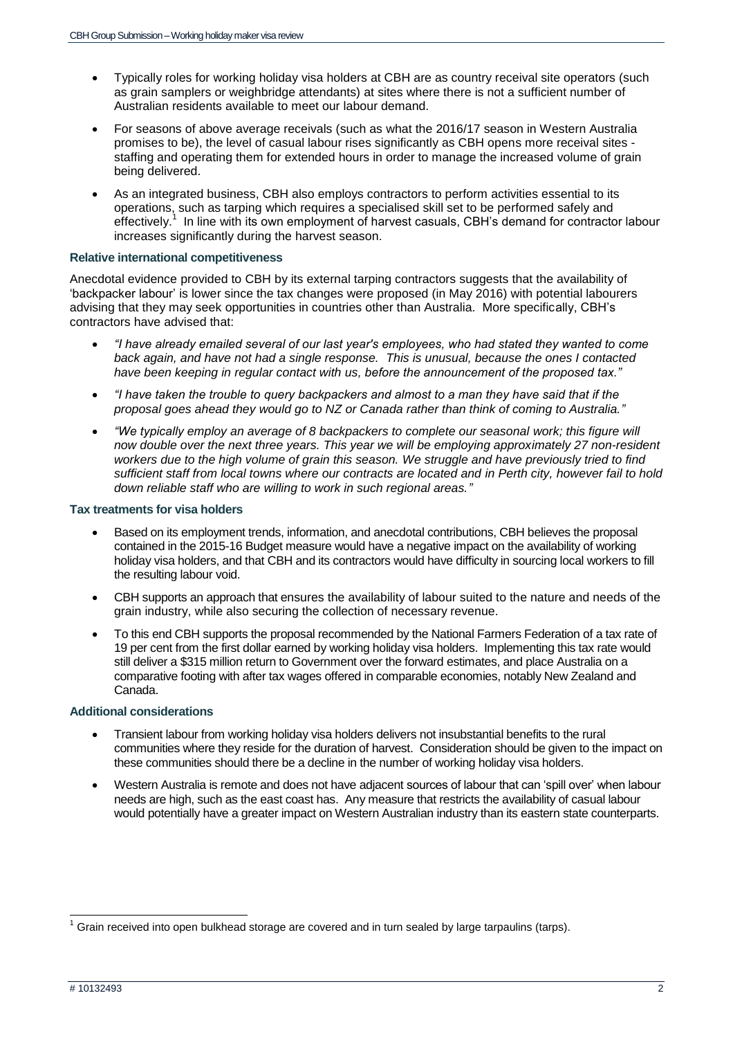- Typically roles for working holiday visa holders at CBH are as country receival site operators (such as grain samplers or weighbridge attendants) at sites where there is not a sufficient number of Australian residents available to meet our labour demand.
- For seasons of above average receivals (such as what the 2016/17 season in Western Australia promises to be), the level of casual labour rises significantly as CBH opens more receival sites - staffing and operating them for extended hours in order to manage the increased volume of grain being delivered.
- As an integrated business, CBH also employs contractors to perform activities essential to its operations, such as tarping which requires a specialised skill set to be performed safely and effectively.[1] In line with its own employment of harvest casuals, CBH's demand for contractor labour increases significantly during the harvest season.

### Relative international competitiveness

Anecdotal evidence provided to CBH by its external tarping contractors suggests that the availability of 'backpacker labour' is lower since the tax changes were proposed (in May 2016) with potential labourers advising that they may seek opportunities in countries other than Australia. More specifically, CBH's contractors have advised that:

- *"I have already emailed several of our last year's employees, who had stated they wanted to come back again, and have not had a single response. This is unusual, because the ones I contacted have been keeping in regular contact with us, before the announcement of the proposed tax."*
- *"I have taken the trouble to query backpackers and almost to a man they have said that if the proposal goes ahead they would go to NZ or Canada rather than think of coming to Australia."*
- *"We typically employ an average of 8 backpackers to complete our seasonal work; this figure will now double over the next three years. This year we will be employing approximately 27 non-resident workers due to the high volume of grain this season. We struggle and have previously tried to find sufficient staff from local towns where our contracts are located and in Perth city, however fail to hold down reliable staff who are willing to work in such regional areas."*

### Tax treatments for visa holders

- Based on its employment trends, information, and anecdotal contributions, CBH believes the proposal contained in the 2015-16 Budget measure would have a negative impact on the availability of working holiday visa holders, and that CBH and its contractors would have difficulty in sourcing local workers to fill the resulting labour void.
- CBH supports an approach that ensures the availability of labour suited to the nature and needs of the grain industry, while also securing the collection of necessary revenue.
- To this end CBH supports the proposal recommended by the National Farmers Federation of a tax rate of 19 per cent from the first dollar earned by working holiday visa holders. Implementing this tax rate would still deliver a $315 million return to Government over the forward estimates, and place Australia on a comparative footing with after tax wages offered in comparable economies, notably New Zealand and Canada.

### Additional considerations

- Transient labour from working holiday visa holders delivers not insubstantial benefits to the rural communities where they reside for the duration of harvest. Consideration should be given to the impact on these communities should there be a decline in the number of working holiday visa holders.
- Western Australia is remote and does not have adjacent sources of labour that can 'spill over' when labour needs are high, such as the east coast has. Any measure that restricts the availability of casual labour would potentially have a greater impact on Western Australian industry than its eastern state counterparts.

---

[1] Grain received into open bulkhead storage are covered and in turn sealed by large tarpaulins (tarps).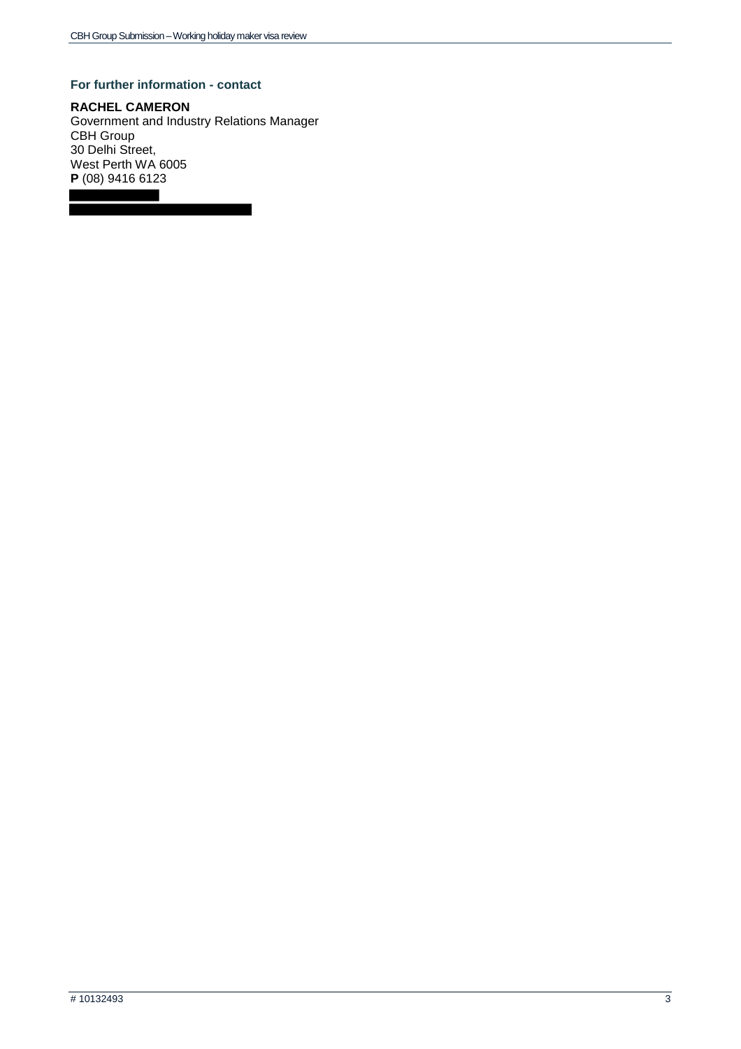### For further information - contact

**RACHEL CAMERON**
Government and Industry Relations Manager
CBH Group
30 Delhi Street,
West Perth WA 6005
**P** (08) 9416 6123